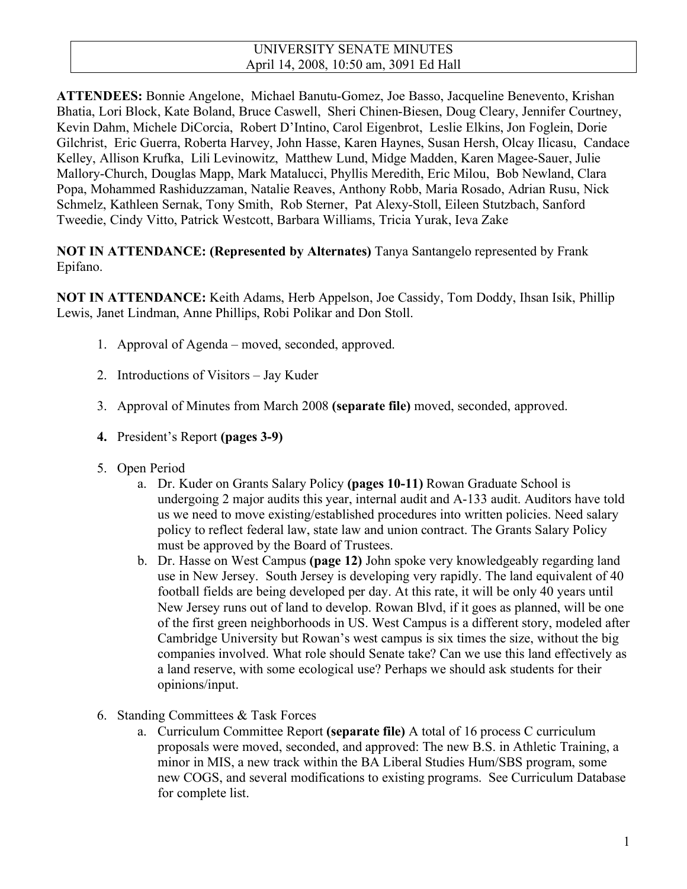# UNIVERSITY SENATE MINUTES
April 14, 2008, 10:50 am, 3091 Ed Hall

**ATTENDEES:** Bonnie Angelone, Michael Banutu-Gomez, Joe Basso, Jacqueline Benevento, Krishan Bhatia, Lori Block, Kate Boland, Bruce Caswell, Sheri Chinen-Biesen, Doug Cleary, Jennifer Courtney, Kevin Dahm, Michele DiCorcia, Robert D'Intino, Carol Eigenbrot, Leslie Elkins, Jon Foglein, Dorie Gilchrist, Eric Guerra, Roberta Harvey, John Hasse, Karen Haynes, Susan Hersh, Olcay Ilicasu, Candace Kelley, Allison Krufka, Lili Levinowitz, Matthew Lund, Midge Madden, Karen Magee-Sauer, Julie Mallory-Church, Douglas Mapp, Mark Matalucci, Phyllis Meredith, Eric Milou, Bob Newland, Clara Popa, Mohammed Rashiduzzaman, Natalie Reaves, Anthony Robb, Maria Rosado, Adrian Rusu, Nick Schmelz, Kathleen Sernak, Tony Smith, Rob Sterner, Pat Alexy-Stoll, Eileen Stutzbach, Sanford Tweedie, Cindy Vitto, Patrick Westcott, Barbara Williams, Tricia Yurak, Ieva Zake

**NOT IN ATTENDANCE: (Represented by Alternates)** Tanya Santangelo represented by Frank Epifano.

**NOT IN ATTENDANCE:** Keith Adams, Herb Appelson, Joe Cassidy, Tom Doddy, Ihsan Isik, Phillip Lewis, Janet Lindman, Anne Phillips, Robi Polikar and Don Stoll.

1. Approval of Agenda – moved, seconded, approved.

2. Introductions of Visitors – Jay Kuder

3. Approval of Minutes from March 2008 **(separate file)** moved, seconded, approved.

4. President's Report **(pages 3-9)**

5. Open Period
   a. Dr. Kuder on Grants Salary Policy **(pages 10-11)** Rowan Graduate School is undergoing 2 major audits this year, internal audit and A-133 audit. Auditors have told us we need to move existing/established procedures into written policies. Need salary policy to reflect federal law, state law and union contract. The Grants Salary Policy must be approved by the Board of Trustees.
   b. Dr. Hasse on West Campus **(page 12)** John spoke very knowledgeably regarding land use in New Jersey. South Jersey is developing very rapidly. The land equivalent of 40 football fields are being developed per day. At this rate, it will be only 40 years until New Jersey runs out of land to develop. Rowan Blvd, if it goes as planned, will be one of the first green neighborhoods in US. West Campus is a different story, modeled after Cambridge University but Rowan's west campus is six times the size, without the big companies involved. What role should Senate take? Can we use this land effectively as a land reserve, with some ecological use? Perhaps we should ask students for their opinions/input.

6. Standing Committees & Task Forces
   a. Curriculum Committee Report **(separate file)** A total of 16 process C curriculum proposals were moved, seconded, and approved: The new B.S. in Athletic Training, a minor in MIS, a new track within the BA Liberal Studies Hum/SBS program, some new COGS, and several modifications to existing programs. See Curriculum Database for complete list.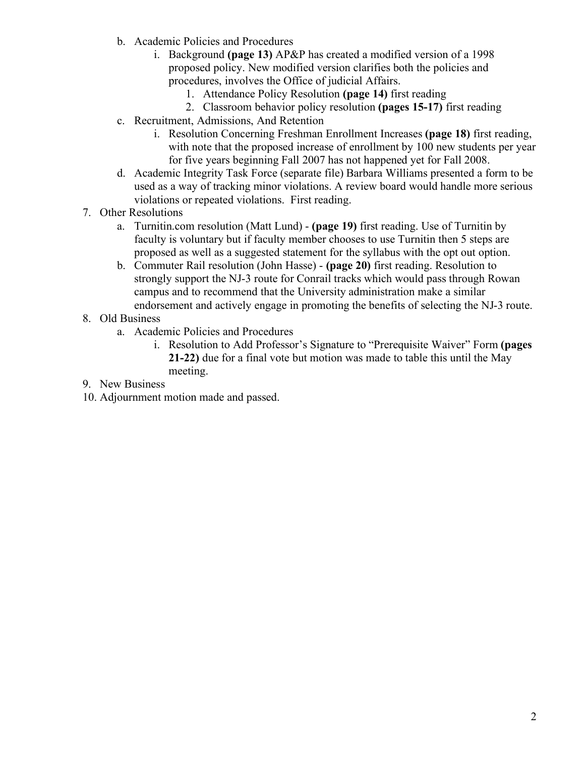b. Academic Policies and Procedures
      i. Background **(page 13)** AP&P has created a modified version of a 1998 proposed policy. New modified version clarifies both the policies and procedures, involves the Office of judicial Affairs.
         1. Attendance Policy Resolution **(page 14)** first reading
         2. Classroom behavior policy resolution **(pages 15-17)** first reading
   c. Recruitment, Admissions, And Retention
      i. Resolution Concerning Freshman Enrollment Increases **(page 18)** first reading, with note that the proposed increase of enrollment by 100 new students per year for five years beginning Fall 2007 has not happened yet for Fall 2008.
   d. Academic Integrity Task Force (separate file) Barbara Williams presented a form to be used as a way of tracking minor violations. A review board would handle more serious violations or repeated violations. First reading.

7. Other Resolutions
   a. Turnitin.com resolution (Matt Lund) - **(page 19)** first reading. Use of Turnitin by faculty is voluntary but if faculty member chooses to use Turnitin then 5 steps are proposed as well as a suggested statement for the syllabus with the opt out option.
   b. Commuter Rail resolution (John Hasse) - **(page 20)** first reading. Resolution to strongly support the NJ-3 route for Conrail tracks which would pass through Rowan campus and to recommend that the University administration make a similar endorsement and actively engage in promoting the benefits of selecting the NJ-3 route.
8. Old Business
   a. Academic Policies and Procedures
      i. Resolution to Add Professor's Signature to "Prerequisite Waiver" Form **(pages 21-22)** due for a final vote but motion was made to table this until the May meeting.
9. New Business
10. Adjournment motion made and passed.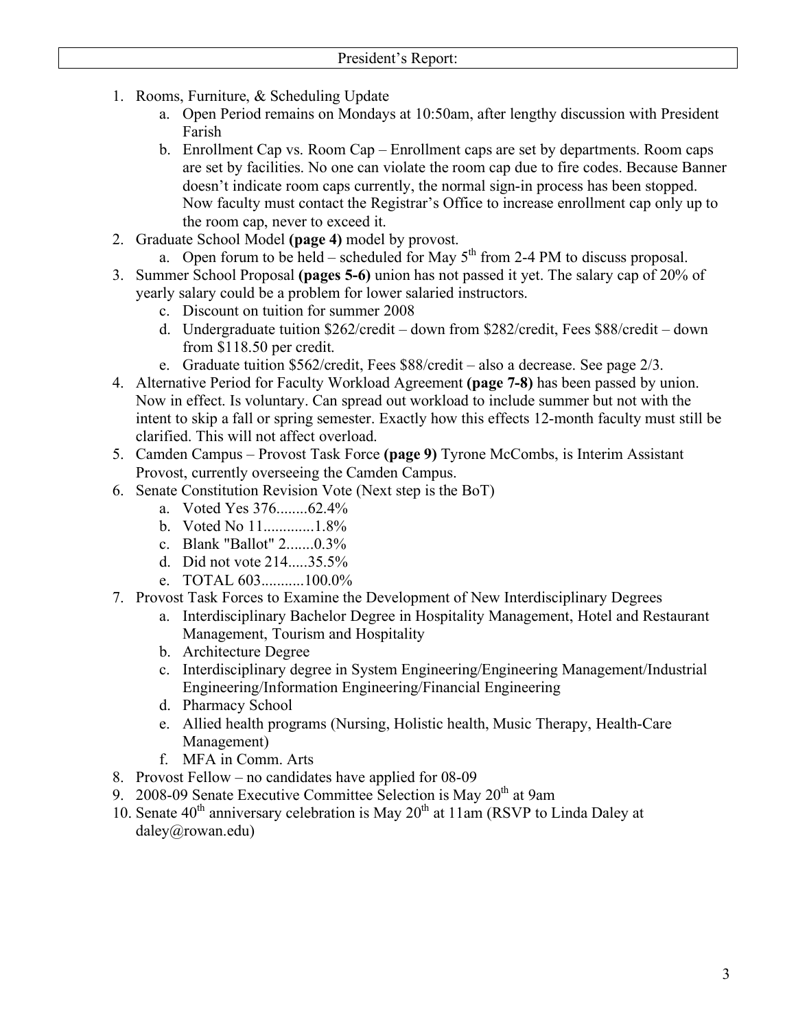## President's Report:

1. Rooms, Furniture, & Scheduling Update
   a. Open Period remains on Mondays at 10:50am, after lengthy discussion with President Farish
   b. Enrollment Cap vs. Room Cap – Enrollment caps are set by departments. Room caps are set by facilities. No one can violate the room cap due to fire codes. Because Banner doesn't indicate room caps currently, the normal sign-in process has been stopped. Now faculty must contact the Registrar's Office to increase enrollment cap only up to the room cap, never to exceed it.
2. Graduate School Model **(page 4)** model by provost.
   a. Open forum to be held – scheduled for May 5th from 2-4 PM to discuss proposal.
3. Summer School Proposal **(pages 5-6)** union has not passed it yet. The salary cap of 20% of yearly salary could be a problem for lower salaried instructors.
   c. Discount on tuition for summer 2008
   d. Undergraduate tuition $262/credit – down from $282/credit, Fees $88/credit – down from $118.50 per credit.
   e. Graduate tuition $562/credit, Fees $88/credit – also a decrease. See page 2/3.
4. Alternative Period for Faculty Workload Agreement **(page 7-8)** has been passed by union. Now in effect. Is voluntary. Can spread out workload to include summer but not with the intent to skip a fall or spring semester. Exactly how this effects 12-month faculty must still be clarified. This will not affect overload.
5. Camden Campus – Provost Task Force **(page 9)** Tyrone McCombs, is Interim Assistant Provost, currently overseeing the Camden Campus.
6. Senate Constitution Revision Vote (Next step is the BoT)
   a. Voted Yes 376........62.4%
   b. Voted No 11.............1.8%
   c. Blank "Ballot" 2.......0.3%
   d. Did not vote 214.....35.5%
   e. TOTAL 603...........100.0%
7. Provost Task Forces to Examine the Development of New Interdisciplinary Degrees
   a. Interdisciplinary Bachelor Degree in Hospitality Management, Hotel and Restaurant Management, Tourism and Hospitality
   b. Architecture Degree
   c. Interdisciplinary degree in System Engineering/Engineering Management/Industrial Engineering/Information Engineering/Financial Engineering
   d. Pharmacy School
   e. Allied health programs (Nursing, Holistic health, Music Therapy, Health-Care Management)
   f. MFA in Comm. Arts
8. Provost Fellow – no candidates have applied for 08-09
9. 2008-09 Senate Executive Committee Selection is May 20th at 9am
10. Senate 40th anniversary celebration is May 20th at 11am (RSVP to Linda Daley at daley@rowan.edu)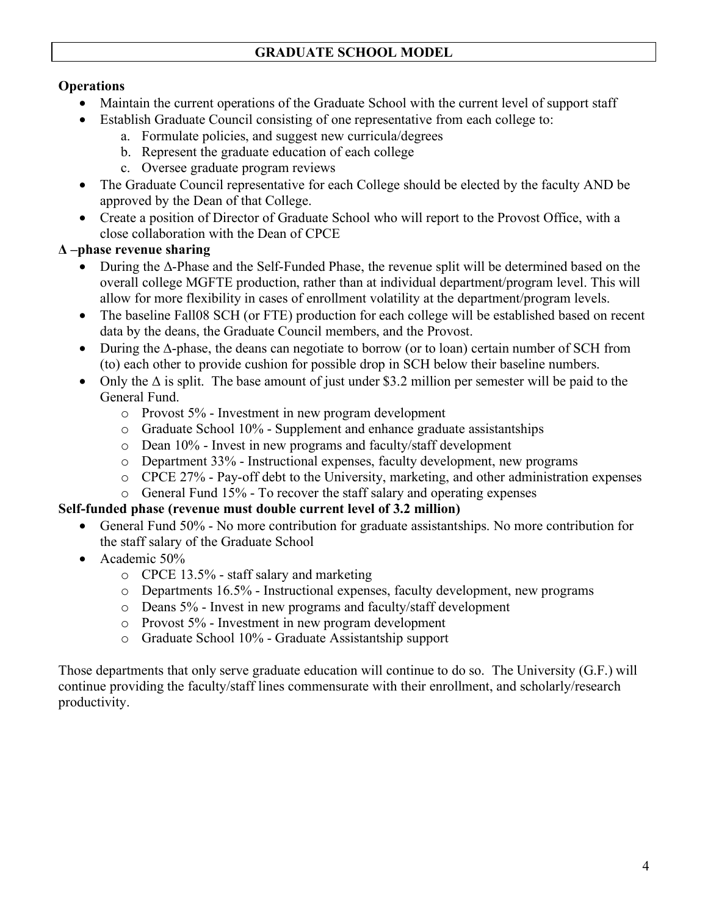## GRADUATE SCHOOL MODEL

**Operations**

- Maintain the current operations of the Graduate School with the current level of support staff
- Establish Graduate Council consisting of one representative from each college to:
    a. Formulate policies, and suggest new curricula/degrees
    b. Represent the graduate education of each college
    c. Oversee graduate program reviews
- The Graduate Council representative for each College should be elected by the faculty AND be approved by the Dean of that College.
- Create a position of Director of Graduate School who will report to the Provost Office, with a close collaboration with the Dean of CPCE

**Δ –phase revenue sharing**

- During the Δ-Phase and the Self-Funded Phase, the revenue split will be determined based on the overall college MGFTE production, rather than at individual department/program level. This will allow for more flexibility in cases of enrollment volatility at the department/program levels.
- The baseline Fall08 SCH (or FTE) production for each college will be established based on recent data by the deans, the Graduate Council members, and the Provost.
- During the Δ-phase, the deans can negotiate to borrow (or to loan) certain number of SCH from (to) each other to provide cushion for possible drop in SCH below their baseline numbers.
- Only the Δ is split. The base amount of just under $3.2 million per semester will be paid to the General Fund.
    - Provost 5% - Investment in new program development
    - Graduate School 10% - Supplement and enhance graduate assistantships
    - Dean 10% - Invest in new programs and faculty/staff development
    - Department 33% - Instructional expenses, faculty development, new programs
    - CPCE 27% - Pay-off debt to the University, marketing, and other administration expenses
    - General Fund 15% - To recover the staff salary and operating expenses

**Self-funded phase (revenue must double current level of 3.2 million)**

- General Fund 50% - No more contribution for graduate assistantships. No more contribution for the staff salary of the Graduate School
- Academic 50%
    - CPCE 13.5% - staff salary and marketing
    - Departments 16.5% - Instructional expenses, faculty development, new programs
    - Deans 5% - Invest in new programs and faculty/staff development
    - Provost 5% - Investment in new program development
    - Graduate School 10% - Graduate Assistantship support

Those departments that only serve graduate education will continue to do so. The University (G.F.) will continue providing the faculty/staff lines commensurate with their enrollment, and scholarly/research productivity.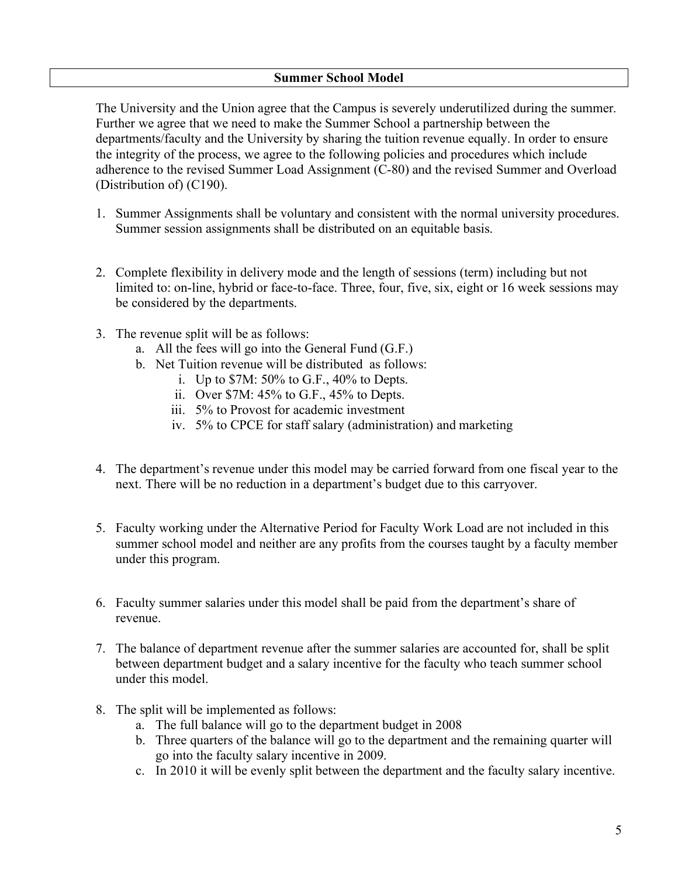## Summer School Model

The University and the Union agree that the Campus is severely underutilized during the summer. Further we agree that we need to make the Summer School a partnership between the departments/faculty and the University by sharing the tuition revenue equally. In order to ensure the integrity of the process, we agree to the following policies and procedures which include adherence to the revised Summer Load Assignment (C-80) and the revised Summer and Overload (Distribution of) (C190).

1. Summer Assignments shall be voluntary and consistent with the normal university procedures. Summer session assignments shall be distributed on an equitable basis.

2. Complete flexibility in delivery mode and the length of sessions (term) including but not limited to: on-line, hybrid or face-to-face. Three, four, five, six, eight or 16 week sessions may be considered by the departments.

3. The revenue split will be as follows:
   a. All the fees will go into the General Fund (G.F.)
   b. Net Tuition revenue will be distributed as follows:
      i. Up to $7M: 50% to G.F., 40% to Depts.
      ii. Over $7M: 45% to G.F., 45% to Depts.
      iii. 5% to Provost for academic investment
      iv. 5% to CPCE for staff salary (administration) and marketing

4. The department's revenue under this model may be carried forward from one fiscal year to the next. There will be no reduction in a department's budget due to this carryover.

5. Faculty working under the Alternative Period for Faculty Work Load are not included in this summer school model and neither are any profits from the courses taught by a faculty member under this program.

6. Faculty summer salaries under this model shall be paid from the department's share of revenue.

7. The balance of department revenue after the summer salaries are accounted for, shall be split between department budget and a salary incentive for the faculty who teach summer school under this model.

8. The split will be implemented as follows:
   a. The full balance will go to the department budget in 2008
   b. Three quarters of the balance will go to the department and the remaining quarter will go into the faculty salary incentive in 2009.
   c. In 2010 it will be evenly split between the department and the faculty salary incentive.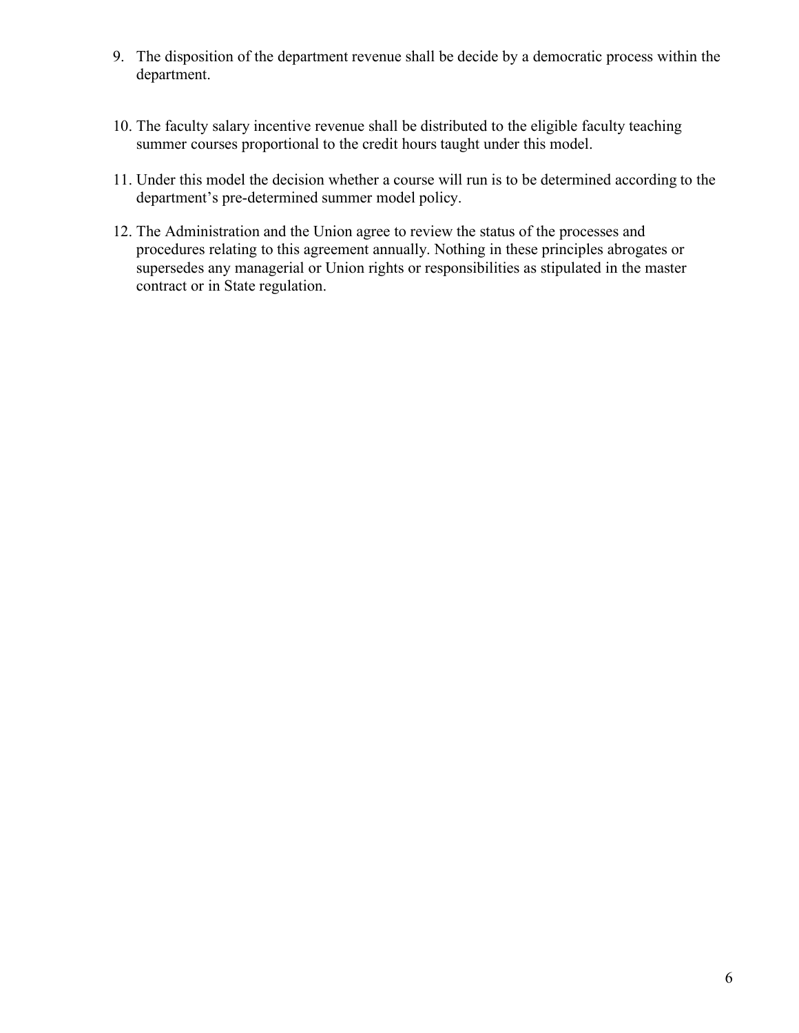9. The disposition of the department revenue shall be decide by a democratic process within the department.

10. The faculty salary incentive revenue shall be distributed to the eligible faculty teaching summer courses proportional to the credit hours taught under this model.

11. Under this model the decision whether a course will run is to be determined according to the department's pre-determined summer model policy.

12. The Administration and the Union agree to review the status of the processes and procedures relating to this agreement annually. Nothing in these principles abrogates or supersedes any managerial or Union rights or responsibilities as stipulated in the master contract or in State regulation.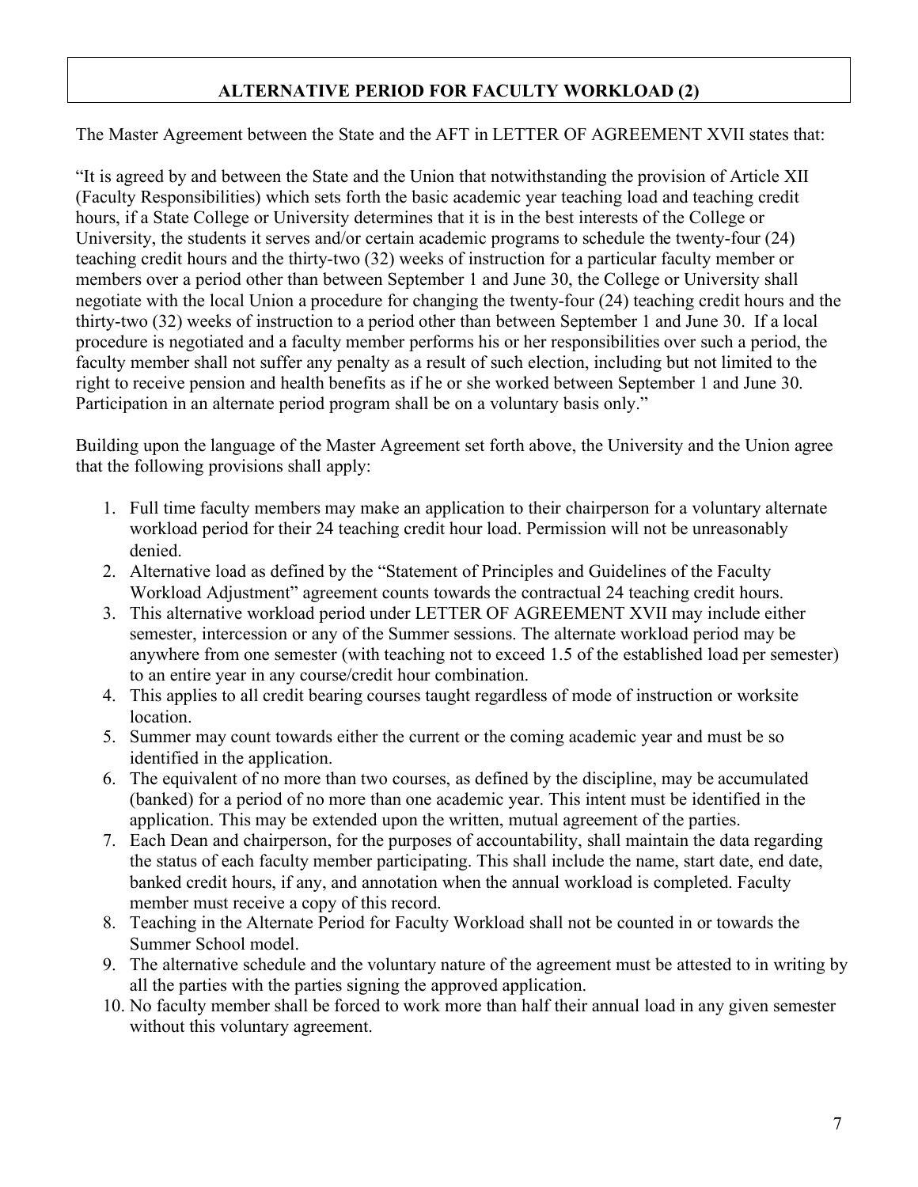## ALTERNATIVE PERIOD FOR FACULTY WORKLOAD (2)

The Master Agreement between the State and the AFT in LETTER OF AGREEMENT XVII states that:

"It is agreed by and between the State and the Union that notwithstanding the provision of Article XII (Faculty Responsibilities) which sets forth the basic academic year teaching load and teaching credit hours, if a State College or University determines that it is in the best interests of the College or University, the students it serves and/or certain academic programs to schedule the twenty-four (24) teaching credit hours and the thirty-two (32) weeks of instruction for a particular faculty member or members over a period other than between September 1 and June 30, the College or University shall negotiate with the local Union a procedure for changing the twenty-four (24) teaching credit hours and the thirty-two (32) weeks of instruction to a period other than between September 1 and June 30. If a local procedure is negotiated and a faculty member performs his or her responsibilities over such a period, the faculty member shall not suffer any penalty as a result of such election, including but not limited to the right to receive pension and health benefits as if he or she worked between September 1 and June 30. Participation in an alternate period program shall be on a voluntary basis only."

Building upon the language of the Master Agreement set forth above, the University and the Union agree that the following provisions shall apply:

1. Full time faculty members may make an application to their chairperson for a voluntary alternate workload period for their 24 teaching credit hour load. Permission will not be unreasonably denied.
2. Alternative load as defined by the "Statement of Principles and Guidelines of the Faculty Workload Adjustment" agreement counts towards the contractual 24 teaching credit hours.
3. This alternative workload period under LETTER OF AGREEMENT XVII may include either semester, intercession or any of the Summer sessions. The alternate workload period may be anywhere from one semester (with teaching not to exceed 1.5 of the established load per semester) to an entire year in any course/credit hour combination.
4. This applies to all credit bearing courses taught regardless of mode of instruction or worksite location.
5. Summer may count towards either the current or the coming academic year and must be so identified in the application.
6. The equivalent of no more than two courses, as defined by the discipline, may be accumulated (banked) for a period of no more than one academic year. This intent must be identified in the application. This may be extended upon the written, mutual agreement of the parties.
7. Each Dean and chairperson, for the purposes of accountability, shall maintain the data regarding the status of each faculty member participating. This shall include the name, start date, end date, banked credit hours, if any, and annotation when the annual workload is completed. Faculty member must receive a copy of this record.
8. Teaching in the Alternate Period for Faculty Workload shall not be counted in or towards the Summer School model.
9. The alternative schedule and the voluntary nature of the agreement must be attested to in writing by all the parties with the parties signing the approved application.
10. No faculty member shall be forced to work more than half their annual load in any given semester without this voluntary agreement.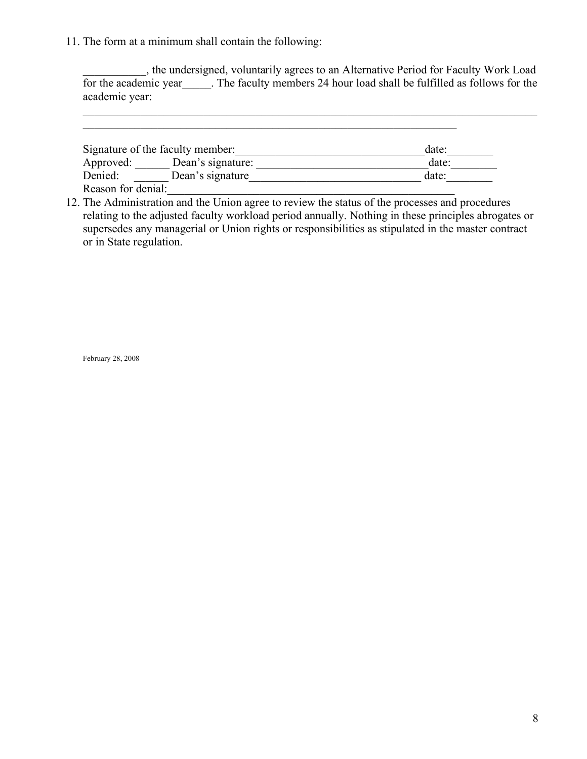11. The form at a minimum shall contain the following:

    ___________, the undersigned, voluntarily agrees to an Alternative Period for Faculty Work Load for the academic year_____. The faculty members 24 hour load shall be fulfilled as follows for the academic year:

    ________________________________________________________________________________
    ______________________________________________________________________

    Signature of the faculty member:_________________________________date:________
    Approved: ______ Dean's signature: ______________________________date:________
    Denied: ______ Dean's signature______________________________ date:________
    Reason for denial:____________________________________________________

12. The Administration and the Union agree to review the status of the processes and procedures relating to the adjusted faculty workload period annually. Nothing in these principles abrogates or supersedes any managerial or Union rights or responsibilities as stipulated in the master contract or in State regulation.

February 28, 2008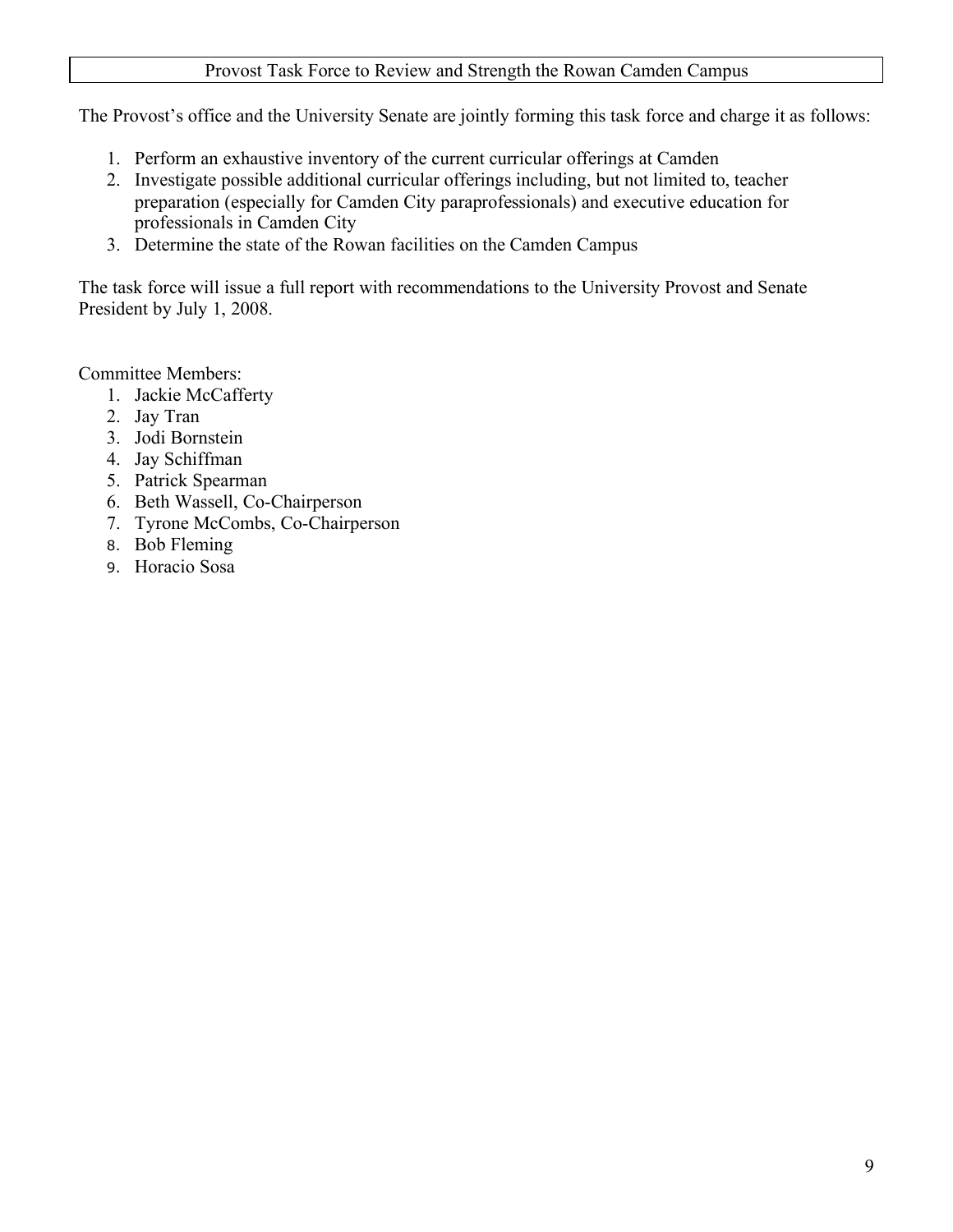## Provost Task Force to Review and Strength the Rowan Camden Campus

The Provost's office and the University Senate are jointly forming this task force and charge it as follows:

1. Perform an exhaustive inventory of the current curricular offerings at Camden
2. Investigate possible additional curricular offerings including, but not limited to, teacher preparation (especially for Camden City paraprofessionals) and executive education for professionals in Camden City
3. Determine the state of the Rowan facilities on the Camden Campus

The task force will issue a full report with recommendations to the University Provost and Senate President by July 1, 2008.

Committee Members:

1. Jackie McCafferty
2. Jay Tran
3. Jodi Bornstein
4. Jay Schiffman
5. Patrick Spearman
6. Beth Wassell, Co-Chairperson
7. Tyrone McCombs, Co-Chairperson
8. Bob Fleming
9. Horacio Sosa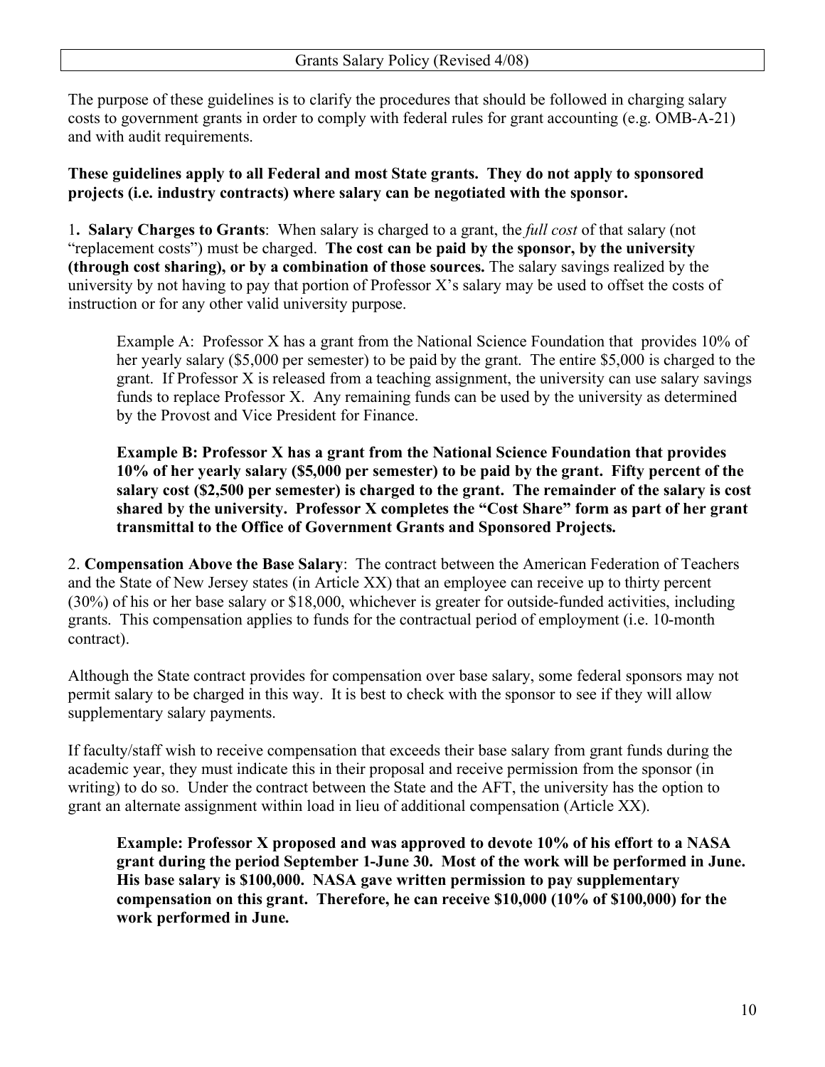## Grants Salary Policy (Revised 4/08)

The purpose of these guidelines is to clarify the procedures that should be followed in charging salary costs to government grants in order to comply with federal rules for grant accounting (e.g. OMB-A-21) and with audit requirements.

**These guidelines apply to all Federal and most State grants. They do not apply to sponsored projects (i.e. industry contracts) where salary can be negotiated with the sponsor.**

1**. Salary Charges to Grants**: When salary is charged to a grant, the *full cost* of that salary (not "replacement costs") must be charged. **The cost can be paid by the sponsor, by the university (through cost sharing), or by a combination of those sources.** The salary savings realized by the university by not having to pay that portion of Professor X's salary may be used to offset the costs of instruction or for any other valid university purpose.

> Example A: Professor X has a grant from the National Science Foundation that provides 10% of her yearly salary ($5,000 per semester) to be paid by the grant. The entire $5,000 is charged to the grant. If Professor X is released from a teaching assignment, the university can use salary savings funds to replace Professor X. Any remaining funds can be used by the university as determined by the Provost and Vice President for Finance.
>
> **Example B: Professor X has a grant from the National Science Foundation that provides 10% of her yearly salary ($5,000 per semester) to be paid by the grant. Fifty percent of the salary cost ($2,500 per semester) is charged to the grant. The remainder of the salary is cost shared by the university. Professor X completes the "Cost Share" form as part of her grant transmittal to the Office of Government Grants and Sponsored Projects.**

2. **Compensation Above the Base Salary**: The contract between the American Federation of Teachers and the State of New Jersey states (in Article XX) that an employee can receive up to thirty percent (30%) of his or her base salary or $18,000, whichever is greater for outside-funded activities, including grants. This compensation applies to funds for the contractual period of employment (i.e. 10-month contract).

Although the State contract provides for compensation over base salary, some federal sponsors may not permit salary to be charged in this way. It is best to check with the sponsor to see if they will allow supplementary salary payments.

If faculty/staff wish to receive compensation that exceeds their base salary from grant funds during the academic year, they must indicate this in their proposal and receive permission from the sponsor (in writing) to do so. Under the contract between the State and the AFT, the university has the option to grant an alternate assignment within load in lieu of additional compensation (Article XX).

> **Example: Professor X proposed and was approved to devote 10% of his effort to a NASA grant during the period September 1-June 30. Most of the work will be performed in June. His base salary is $100,000. NASA gave written permission to pay supplementary compensation on this grant. Therefore, he can receive $10,000 (10% of $100,000) for the work performed in June.**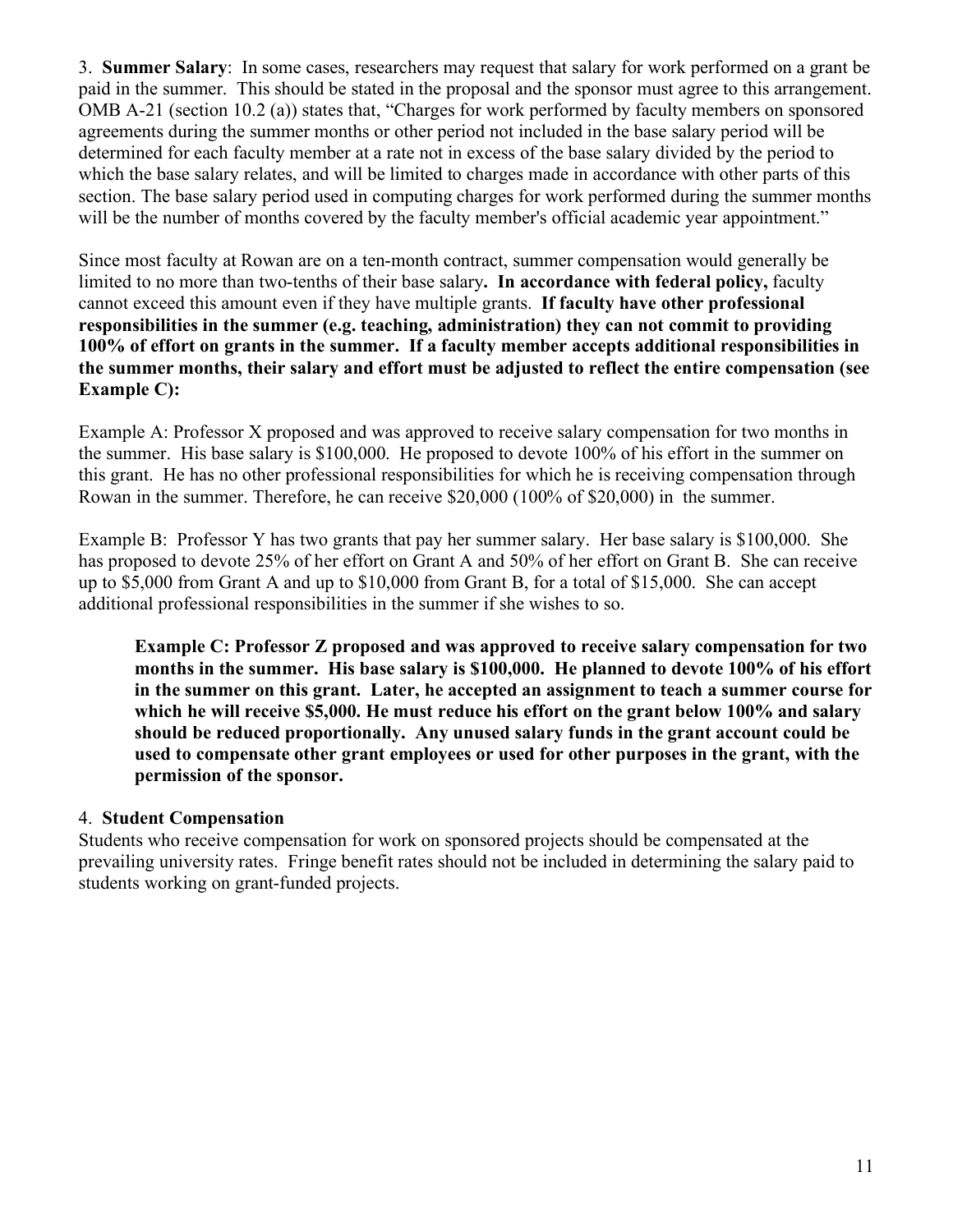3. **Summer Salary**: In some cases, researchers may request that salary for work performed on a grant be paid in the summer. This should be stated in the proposal and the sponsor must agree to this arrangement. OMB A-21 (section 10.2 (a)) states that, "Charges for work performed by faculty members on sponsored agreements during the summer months or other period not included in the base salary period will be determined for each faculty member at a rate not in excess of the base salary divided by the period to which the base salary relates, and will be limited to charges made in accordance with other parts of this section. The base salary period used in computing charges for work performed during the summer months will be the number of months covered by the faculty member's official academic year appointment."

Since most faculty at Rowan are on a ten-month contract, summer compensation would generally be limited to no more than two-tenths of their base salary**. In accordance with federal policy,** faculty cannot exceed this amount even if they have multiple grants. **If faculty have other professional responsibilities in the summer (e.g. teaching, administration) they can not commit to providing 100% of effort on grants in the summer. If a faculty member accepts additional responsibilities in the summer months, their salary and effort must be adjusted to reflect the entire compensation (see Example C):**

Example A: Professor X proposed and was approved to receive salary compensation for two months in the summer. His base salary is $100,000. He proposed to devote 100% of his effort in the summer on this grant. He has no other professional responsibilities for which he is receiving compensation through Rowan in the summer. Therefore, he can receive $20,000 (100% of $20,000) in the summer.

Example B: Professor Y has two grants that pay her summer salary. Her base salary is $100,000. She has proposed to devote 25% of her effort on Grant A and 50% of her effort on Grant B. She can receive up to $5,000 from Grant A and up to $10,000 from Grant B, for a total of $15,000. She can accept additional professional responsibilities in the summer if she wishes to so.

> **Example C: Professor Z proposed and was approved to receive salary compensation for two months in the summer. His base salary is $100,000. He planned to devote 100% of his effort in the summer on this grant. Later, he accepted an assignment to teach a summer course for which he will receive $5,000. He must reduce his effort on the grant below 100% and salary should be reduced proportionally. Any unused salary funds in the grant account could be used to compensate other grant employees or used for other purposes in the grant, with the permission of the sponsor.**

4. **Student Compensation**

Students who receive compensation for work on sponsored projects should be compensated at the prevailing university rates. Fringe benefit rates should not be included in determining the salary paid to students working on grant-funded projects.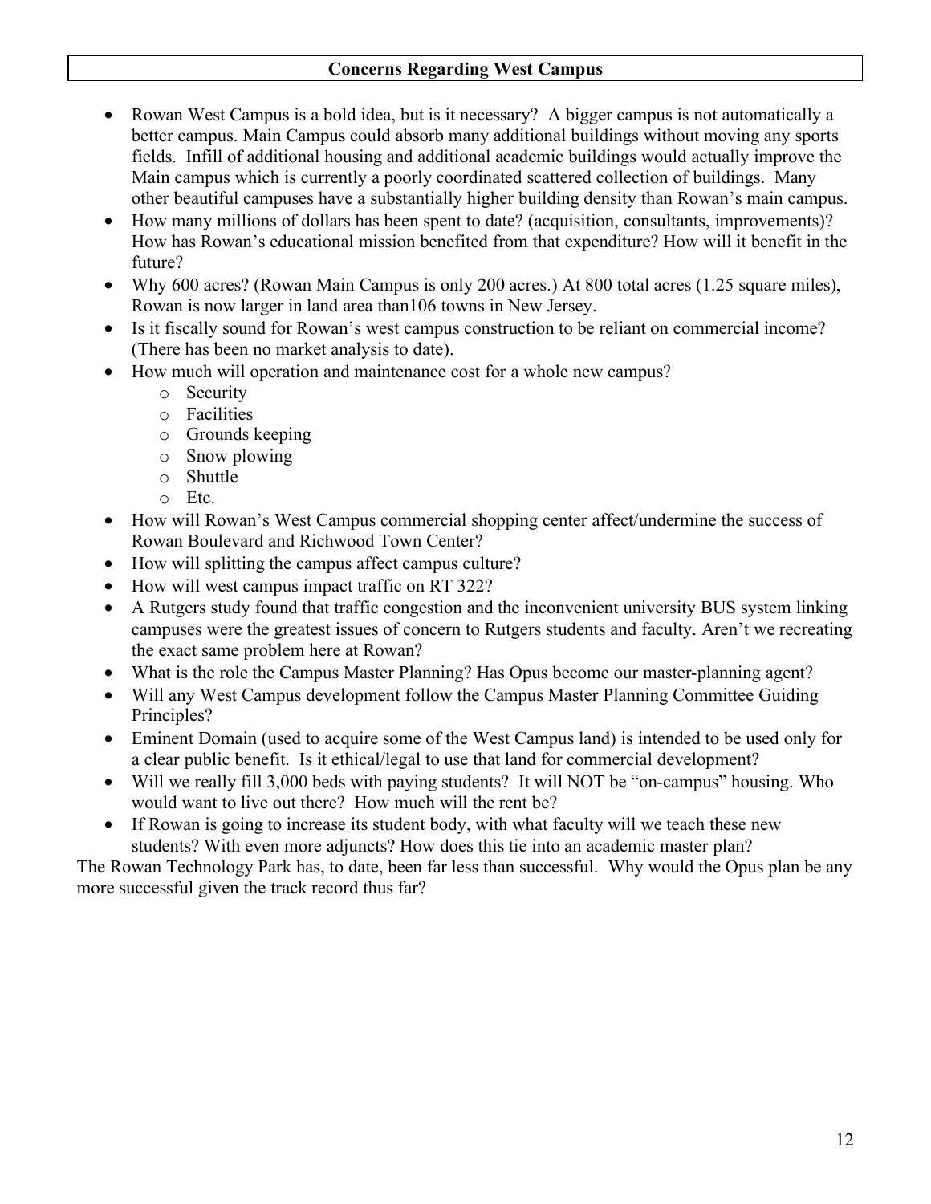**Concerns Regarding West Campus**

- Rowan West Campus is a bold idea, but is it necessary? A bigger campus is not automatically a better campus. Main Campus could absorb many additional buildings without moving any sports fields. Infill of additional housing and additional academic buildings would actually improve the Main campus which is currently a poorly coordinated scattered collection of buildings. Many other beautiful campuses have a substantially higher building density than Rowan's main campus.
- How many millions of dollars has been spent to date? (acquisition, consultants, improvements)? How has Rowan's educational mission benefited from that expenditure? How will it benefit in the future?
- Why 600 acres? (Rowan Main Campus is only 200 acres.) At 800 total acres (1.25 square miles), Rowan is now larger in land area than106 towns in New Jersey.
- Is it fiscally sound for Rowan's west campus construction to be reliant on commercial income? (There has been no market analysis to date).
- How much will operation and maintenance cost for a whole new campus?
  - Security
  - Facilities
  - Grounds keeping
  - Snow plowing
  - Shuttle
  - Etc.
- How will Rowan's West Campus commercial shopping center affect/undermine the success of Rowan Boulevard and Richwood Town Center?
- How will splitting the campus affect campus culture?
- How will west campus impact traffic on RT 322?
- A Rutgers study found that traffic congestion and the inconvenient university BUS system linking campuses were the greatest issues of concern to Rutgers students and faculty. Aren't we recreating the exact same problem here at Rowan?
- What is the role the Campus Master Planning? Has Opus become our master-planning agent?
- Will any West Campus development follow the Campus Master Planning Committee Guiding Principles?
- Eminent Domain (used to acquire some of the West Campus land) is intended to be used only for a clear public benefit. Is it ethical/legal to use that land for commercial development?
- Will we really fill 3,000 beds with paying students? It will NOT be "on-campus" housing. Who would want to live out there? How much will the rent be?
- If Rowan is going to increase its student body, with what faculty will we teach these new students? With even more adjuncts? How does this tie into an academic master plan?

The Rowan Technology Park has, to date, been far less than successful. Why would the Opus plan be any more successful given the track record thus far?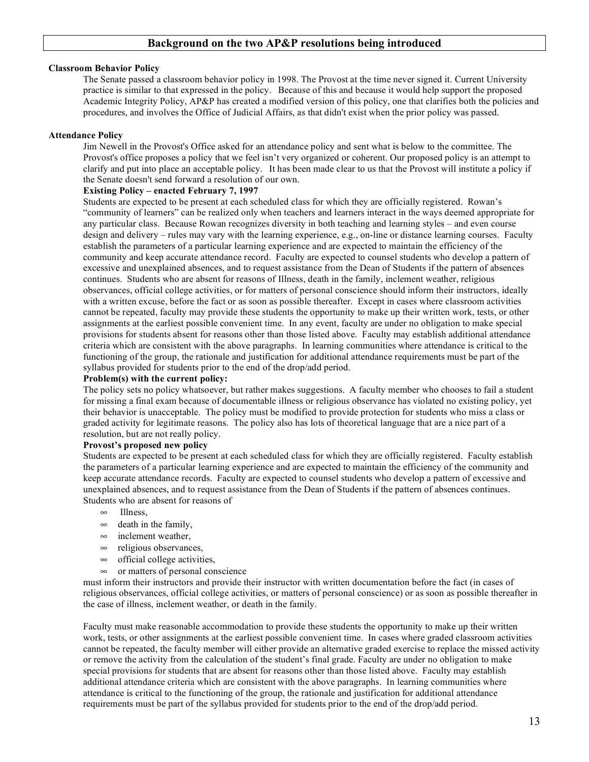## Background on the two AP&P resolutions being introduced

**Classroom Behavior Policy**

The Senate passed a classroom behavior policy in 1998. The Provost at the time never signed it. Current University practice is similar to that expressed in the policy. Because of this and because it would help support the proposed Academic Integrity Policy, AP&P has created a modified version of this policy, one that clarifies both the policies and procedures, and involves the Office of Judicial Affairs, as that didn't exist when the prior policy was passed.

**Attendance Policy**

Jim Newell in the Provost's Office asked for an attendance policy and sent what is below to the committee. The Provost's office proposes a policy that we feel isn't very organized or coherent. Our proposed policy is an attempt to clarify and put into place an acceptable policy. It has been made clear to us that the Provost will institute a policy if the Senate doesn't send forward a resolution of our own.

**Existing Policy – enacted February 7, 1997**

Students are expected to be present at each scheduled class for which they are officially registered. Rowan's "community of learners" can be realized only when teachers and learners interact in the ways deemed appropriate for any particular class. Because Rowan recognizes diversity in both teaching and learning styles – and even course design and delivery – rules may vary with the learning experience, e.g., on-line or distance learning courses. Faculty establish the parameters of a particular learning experience and are expected to maintain the efficiency of the community and keep accurate attendance record. Faculty are expected to counsel students who develop a pattern of excessive and unexplained absences, and to request assistance from the Dean of Students if the pattern of absences continues. Students who are absent for reasons of Illness, death in the family, inclement weather, religious observances, official college activities, or for matters of personal conscience should inform their instructors, ideally with a written excuse, before the fact or as soon as possible thereafter. Except in cases where classroom activities cannot be repeated, faculty may provide these students the opportunity to make up their written work, tests, or other assignments at the earliest possible convenient time. In any event, faculty are under no obligation to make special provisions for students absent for reasons other than those listed above. Faculty may establish additional attendance criteria which are consistent with the above paragraphs. In learning communities where attendance is critical to the functioning of the group, the rationale and justification for additional attendance requirements must be part of the syllabus provided for students prior to the end of the drop/add period.

**Problem(s) with the current policy:**

The policy sets no policy whatsoever, but rather makes suggestions. A faculty member who chooses to fail a student for missing a final exam because of documentable illness or religious observance has violated no existing policy, yet their behavior is unacceptable. The policy must be modified to provide protection for students who miss a class or graded activity for legitimate reasons. The policy also has lots of theoretical language that are a nice part of a resolution, but are not really policy.

**Provost's proposed new policy**

Students are expected to be present at each scheduled class for which they are officially registered. Faculty establish the parameters of a particular learning experience and are expected to maintain the efficiency of the community and keep accurate attendance records. Faculty are expected to counsel students who develop a pattern of excessive and unexplained absences, and to request assistance from the Dean of Students if the pattern of absences continues. Students who are absent for reasons of

- Illness,
- death in the family,
- inclement weather,
- religious observances,
- official college activities,
- or matters of personal conscience

must inform their instructors and provide their instructor with written documentation before the fact (in cases of religious observances, official college activities, or matters of personal conscience) or as soon as possible thereafter in the case of illness, inclement weather, or death in the family.

Faculty must make reasonable accommodation to provide these students the opportunity to make up their written work, tests, or other assignments at the earliest possible convenient time. In cases where graded classroom activities cannot be repeated, the faculty member will either provide an alternative graded exercise to replace the missed activity or remove the activity from the calculation of the student's final grade. Faculty are under no obligation to make special provisions for students that are absent for reasons other than those listed above. Faculty may establish additional attendance criteria which are consistent with the above paragraphs. In learning communities where attendance is critical to the functioning of the group, the rationale and justification for additional attendance requirements must be part of the syllabus provided for students prior to the end of the drop/add period.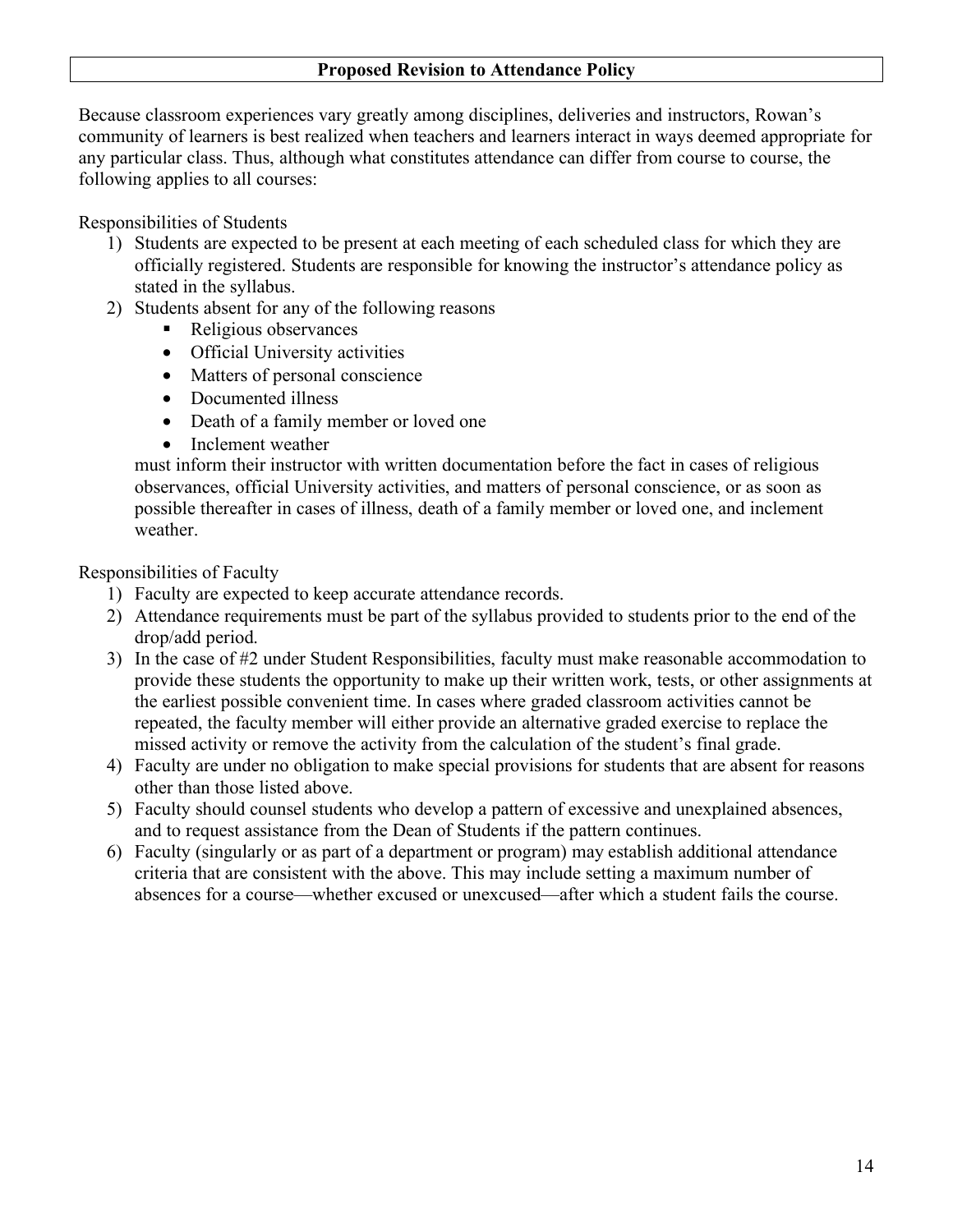**Proposed Revision to Attendance Policy**

Because classroom experiences vary greatly among disciplines, deliveries and instructors, Rowan's community of learners is best realized when teachers and learners interact in ways deemed appropriate for any particular class. Thus, although what constitutes attendance can differ from course to course, the following applies to all courses:

Responsibilities of Students

1) Students are expected to be present at each meeting of each scheduled class for which they are officially registered. Students are responsible for knowing the instructor's attendance policy as stated in the syllabus.
2) Students absent for any of the following reasons
   - Religious observances
   - Official University activities
   - Matters of personal conscience
   - Documented illness
   - Death of a family member or loved one
   - Inclement weather

   must inform their instructor with written documentation before the fact in cases of religious observances, official University activities, and matters of personal conscience, or as soon as possible thereafter in cases of illness, death of a family member or loved one, and inclement weather.

Responsibilities of Faculty

1) Faculty are expected to keep accurate attendance records.
2) Attendance requirements must be part of the syllabus provided to students prior to the end of the drop/add period.
3) In the case of #2 under Student Responsibilities, faculty must make reasonable accommodation to provide these students the opportunity to make up their written work, tests, or other assignments at the earliest possible convenient time. In cases where graded classroom activities cannot be repeated, the faculty member will either provide an alternative graded exercise to replace the missed activity or remove the activity from the calculation of the student's final grade.
4) Faculty are under no obligation to make special provisions for students that are absent for reasons other than those listed above.
5) Faculty should counsel students who develop a pattern of excessive and unexplained absences, and to request assistance from the Dean of Students if the pattern continues.
6) Faculty (singularly or as part of a department or program) may establish additional attendance criteria that are consistent with the above. This may include setting a maximum number of absences for a course—whether excused or unexcused—after which a student fails the course.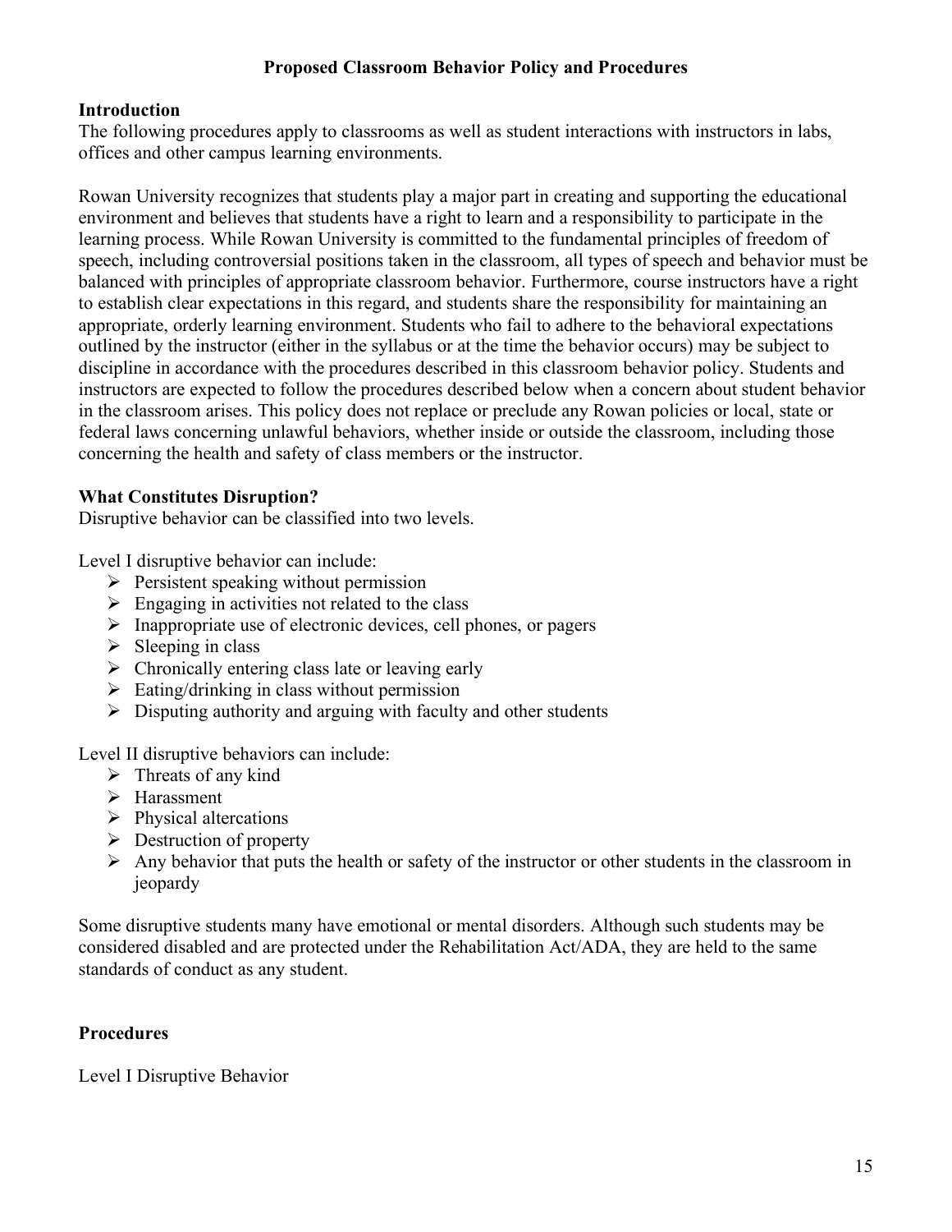**Proposed Classroom Behavior Policy and Procedures**

**Introduction**

The following procedures apply to classrooms as well as student interactions with instructors in labs, offices and other campus learning environments.

Rowan University recognizes that students play a major part in creating and supporting the educational environment and believes that students have a right to learn and a responsibility to participate in the learning process. While Rowan University is committed to the fundamental principles of freedom of speech, including controversial positions taken in the classroom, all types of speech and behavior must be balanced with principles of appropriate classroom behavior. Furthermore, course instructors have a right to establish clear expectations in this regard, and students share the responsibility for maintaining an appropriate, orderly learning environment. Students who fail to adhere to the behavioral expectations outlined by the instructor (either in the syllabus or at the time the behavior occurs) may be subject to discipline in accordance with the procedures described in this classroom behavior policy. Students and instructors are expected to follow the procedures described below when a concern about student behavior in the classroom arises. This policy does not replace or preclude any Rowan policies or local, state or federal laws concerning unlawful behaviors, whether inside or outside the classroom, including those concerning the health and safety of class members or the instructor.

**What Constitutes Disruption?**

Disruptive behavior can be classified into two levels.

Level I disruptive behavior can include:

- Persistent speaking without permission
- Engaging in activities not related to the class
- Inappropriate use of electronic devices, cell phones, or pagers
- Sleeping in class
- Chronically entering class late or leaving early
- Eating/drinking in class without permission
- Disputing authority and arguing with faculty and other students

Level II disruptive behaviors can include:

- Threats of any kind
- Harassment
- Physical altercations
- Destruction of property
- Any behavior that puts the health or safety of the instructor or other students in the classroom in jeopardy

Some disruptive students many have emotional or mental disorders. Although such students may be considered disabled and are protected under the Rehabilitation Act/ADA, they are held to the same standards of conduct as any student.

**Procedures**

Level I Disruptive Behavior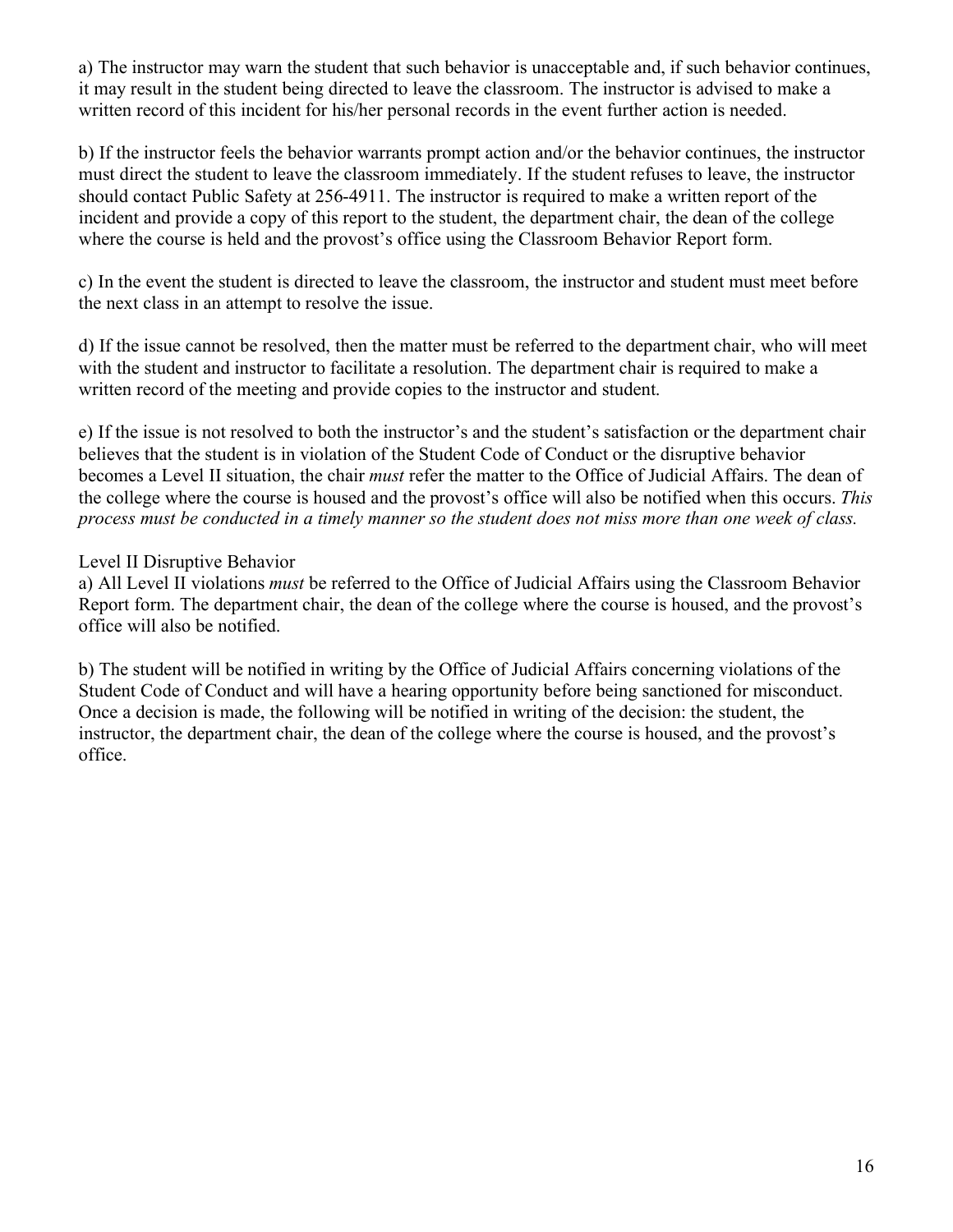a) The instructor may warn the student that such behavior is unacceptable and, if such behavior continues, it may result in the student being directed to leave the classroom. The instructor is advised to make a written record of this incident for his/her personal records in the event further action is needed.

b) If the instructor feels the behavior warrants prompt action and/or the behavior continues, the instructor must direct the student to leave the classroom immediately. If the student refuses to leave, the instructor should contact Public Safety at 256-4911. The instructor is required to make a written report of the incident and provide a copy of this report to the student, the department chair, the dean of the college where the course is held and the provost's office using the Classroom Behavior Report form.

c) In the event the student is directed to leave the classroom, the instructor and student must meet before the next class in an attempt to resolve the issue.

d) If the issue cannot be resolved, then the matter must be referred to the department chair, who will meet with the student and instructor to facilitate a resolution. The department chair is required to make a written record of the meeting and provide copies to the instructor and student.

e) If the issue is not resolved to both the instructor's and the student's satisfaction or the department chair believes that the student is in violation of the Student Code of Conduct or the disruptive behavior becomes a Level II situation, the chair *must* refer the matter to the Office of Judicial Affairs. The dean of the college where the course is housed and the provost's office will also be notified when this occurs. *This process must be conducted in a timely manner so the student does not miss more than one week of class.*

Level II Disruptive Behavior

a) All Level II violations *must* be referred to the Office of Judicial Affairs using the Classroom Behavior Report form. The department chair, the dean of the college where the course is housed, and the provost's office will also be notified.

b) The student will be notified in writing by the Office of Judicial Affairs concerning violations of the Student Code of Conduct and will have a hearing opportunity before being sanctioned for misconduct. Once a decision is made, the following will be notified in writing of the decision: the student, the instructor, the department chair, the dean of the college where the course is housed, and the provost's office.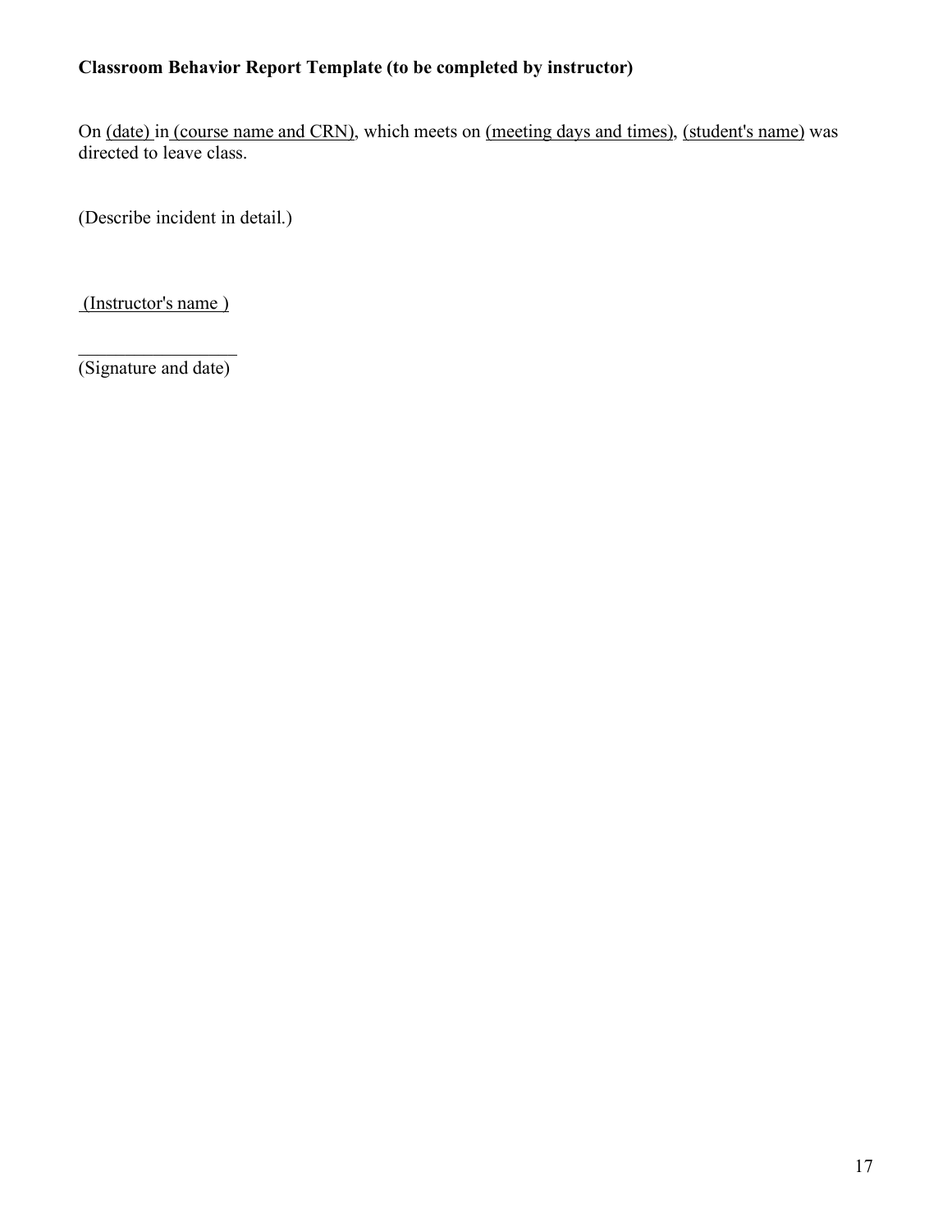**Classroom Behavior Report Template (to be completed by instructor)**

On (date) in (course name and CRN), which meets on (meeting days and times), (student's name) was directed to leave class.

(Describe incident in detail.)

(Instructor's name )

_________________
(Signature and date)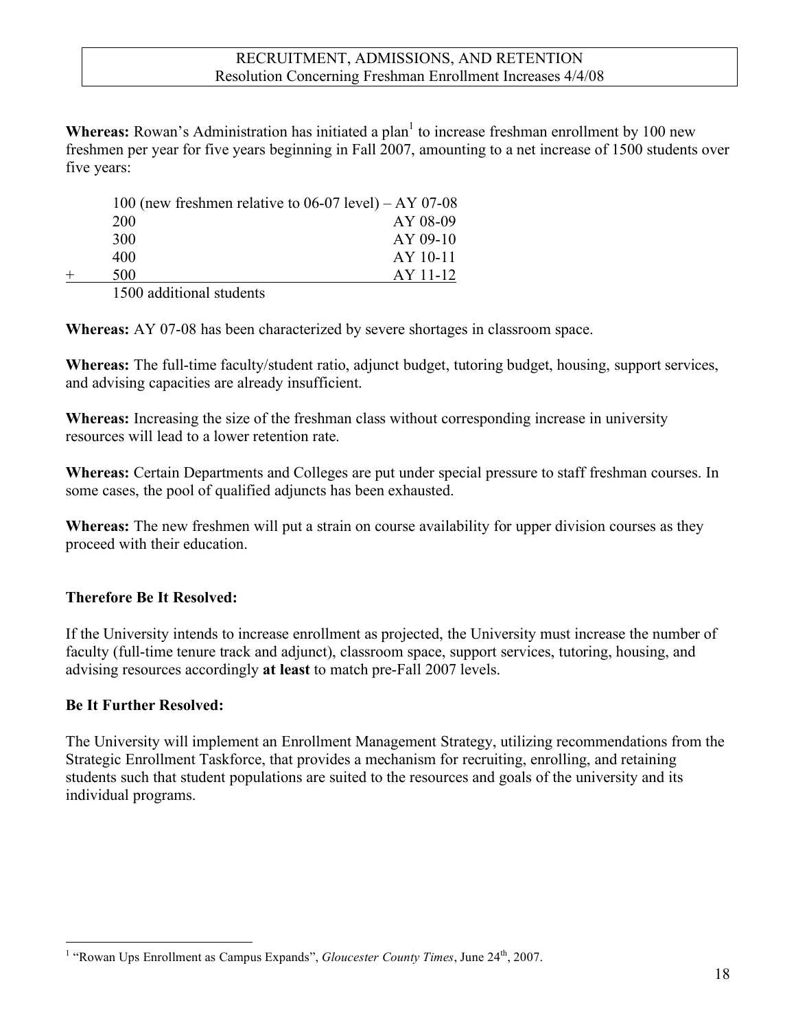RECRUITMENT, ADMISSIONS, AND RETENTION
Resolution Concerning Freshman Enrollment Increases 4/4/08

**Whereas:** Rowan's Administration has initiated a plan[1] to increase freshman enrollment by 100 new freshmen per year for five years beginning in Fall 2007, amounting to a net increase of 1500 students over five years:

| | | |
|---|---|---|
| | 100 (new freshmen relative to 06-07 level) | – AY 07-08 |
| | 200 | AY 08-09 |
| | 300 | AY 09-10 |
| | 400 | AY 10-11 |
| + | 500 | AY 11-12 |
| | 1500 additional students | |

**Whereas:** AY 07-08 has been characterized by severe shortages in classroom space.

**Whereas:** The full-time faculty/student ratio, adjunct budget, tutoring budget, housing, support services, and advising capacities are already insufficient.

**Whereas:** Increasing the size of the freshman class without corresponding increase in university resources will lead to a lower retention rate.

**Whereas:** Certain Departments and Colleges are put under special pressure to staff freshman courses. In some cases, the pool of qualified adjuncts has been exhausted.

**Whereas:** The new freshmen will put a strain on course availability for upper division courses as they proceed with their education.

**Therefore Be It Resolved:**

If the University intends to increase enrollment as projected, the University must increase the number of faculty (full-time tenure track and adjunct), classroom space, support services, tutoring, housing, and advising resources accordingly **at least** to match pre-Fall 2007 levels.

**Be It Further Resolved:**

The University will implement an Enrollment Management Strategy, utilizing recommendations from the Strategic Enrollment Taskforce, that provides a mechanism for recruiting, enrolling, and retaining students such that student populations are suited to the resources and goals of the university and its individual programs.

[1] "Rowan Ups Enrollment as Campus Expands", *Gloucester County Times*, June 24th, 2007.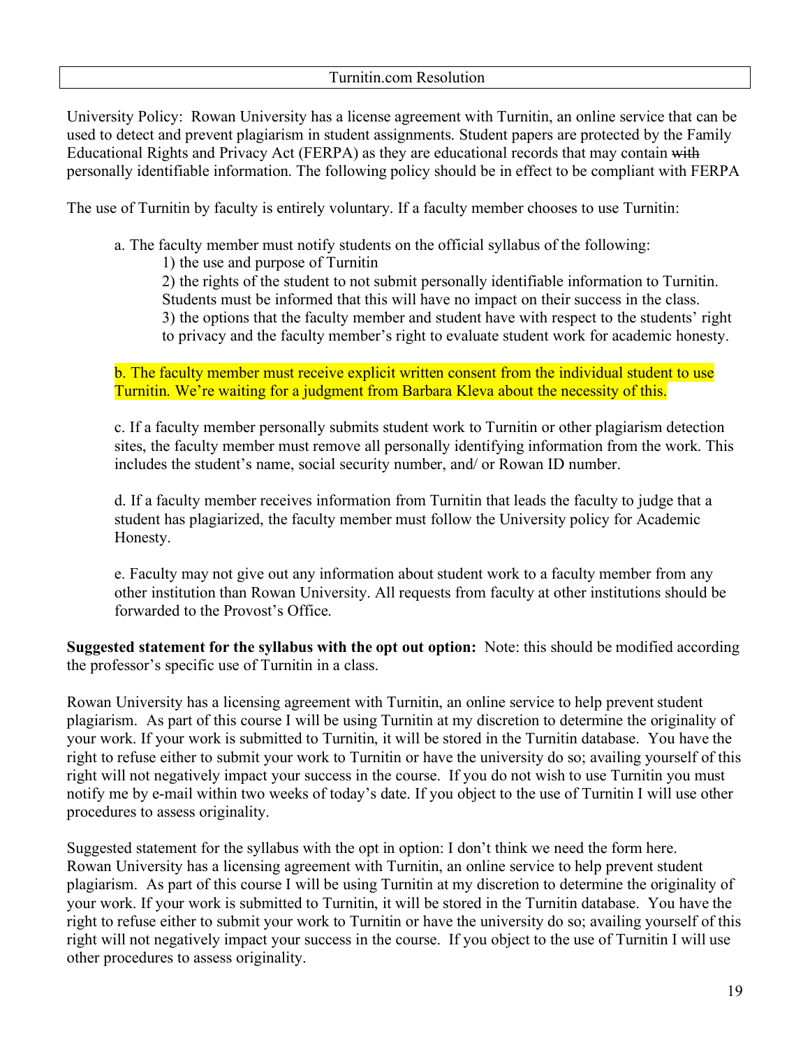## Turnitin.com Resolution

University Policy: Rowan University has a license agreement with Turnitin, an online service that can be used to detect and prevent plagiarism in student assignments. Student papers are protected by the Family Educational Rights and Privacy Act (FERPA) as they are educational records that may contain ~~with~~ personally identifiable information. The following policy should be in effect to be compliant with FERPA

The use of Turnitin by faculty is entirely voluntary. If a faculty member chooses to use Turnitin:

a. The faculty member must notify students on the official syllabus of the following:
   1) the use and purpose of Turnitin
   2) the rights of the student to not submit personally identifiable information to Turnitin. Students must be informed that this will have no impact on their success in the class.
   3) the options that the faculty member and student have with respect to the students' right to privacy and the faculty member's right to evaluate student work for academic honesty.

b. The faculty member must receive explicit written consent from the individual student to use Turnitin. We're waiting for a judgment from Barbara Kleva about the necessity of this.

c. If a faculty member personally submits student work to Turnitin or other plagiarism detection sites, the faculty member must remove all personally identifying information from the work. This includes the student's name, social security number, and/ or Rowan ID number.

d. If a faculty member receives information from Turnitin that leads the faculty to judge that a student has plagiarized, the faculty member must follow the University policy for Academic Honesty.

e. Faculty may not give out any information about student work to a faculty member from any other institution than Rowan University. All requests from faculty at other institutions should be forwarded to the Provost's Office.

**Suggested statement for the syllabus with the opt out option:** Note: this should be modified according the professor's specific use of Turnitin in a class.

Rowan University has a licensing agreement with Turnitin, an online service to help prevent student plagiarism. As part of this course I will be using Turnitin at my discretion to determine the originality of your work. If your work is submitted to Turnitin, it will be stored in the Turnitin database. You have the right to refuse either to submit your work to Turnitin or have the university do so; availing yourself of this right will not negatively impact your success in the course. If you do not wish to use Turnitin you must notify me by e-mail within two weeks of today's date. If you object to the use of Turnitin I will use other procedures to assess originality.

Suggested statement for the syllabus with the opt in option: I don't think we need the form here.
Rowan University has a licensing agreement with Turnitin, an online service to help prevent student plagiarism. As part of this course I will be using Turnitin at my discretion to determine the originality of your work. If your work is submitted to Turnitin, it will be stored in the Turnitin database. You have the right to refuse either to submit your work to Turnitin or have the university do so; availing yourself of this right will not negatively impact your success in the course. If you object to the use of Turnitin I will use other procedures to assess originality.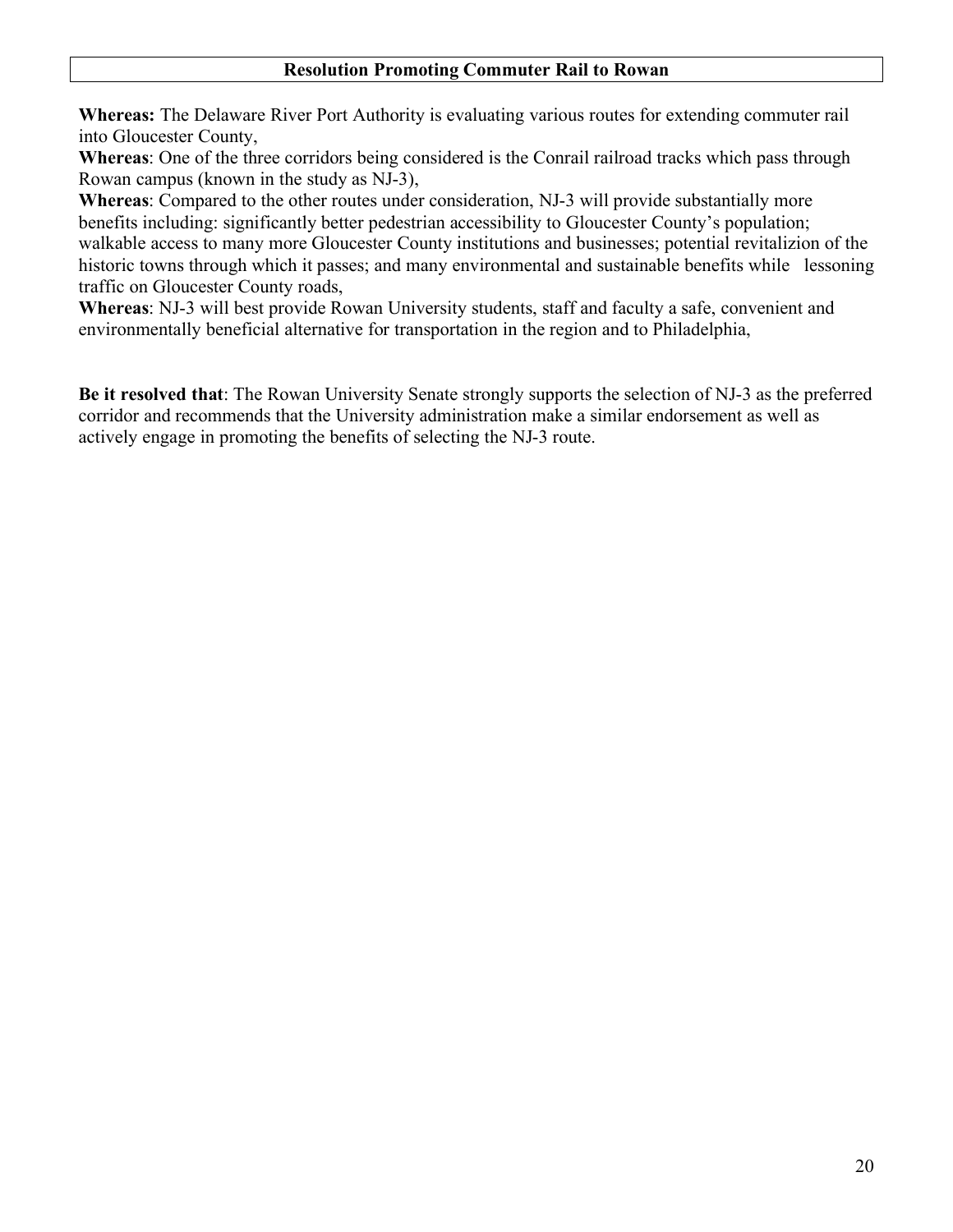## Resolution Promoting Commuter Rail to Rowan

**Whereas:** The Delaware River Port Authority is evaluating various routes for extending commuter rail into Gloucester County,

**Whereas**: One of the three corridors being considered is the Conrail railroad tracks which pass through Rowan campus (known in the study as NJ-3),

**Whereas**: Compared to the other routes under consideration, NJ-3 will provide substantially more benefits including: significantly better pedestrian accessibility to Gloucester County's population; walkable access to many more Gloucester County institutions and businesses; potential revitalizion of the historic towns through which it passes; and many environmental and sustainable benefits while lessoning traffic on Gloucester County roads,

**Whereas**: NJ-3 will best provide Rowan University students, staff and faculty a safe, convenient and environmentally beneficial alternative for transportation in the region and to Philadelphia,

**Be it resolved that**: The Rowan University Senate strongly supports the selection of NJ-3 as the preferred corridor and recommends that the University administration make a similar endorsement as well as actively engage in promoting the benefits of selecting the NJ-3 route.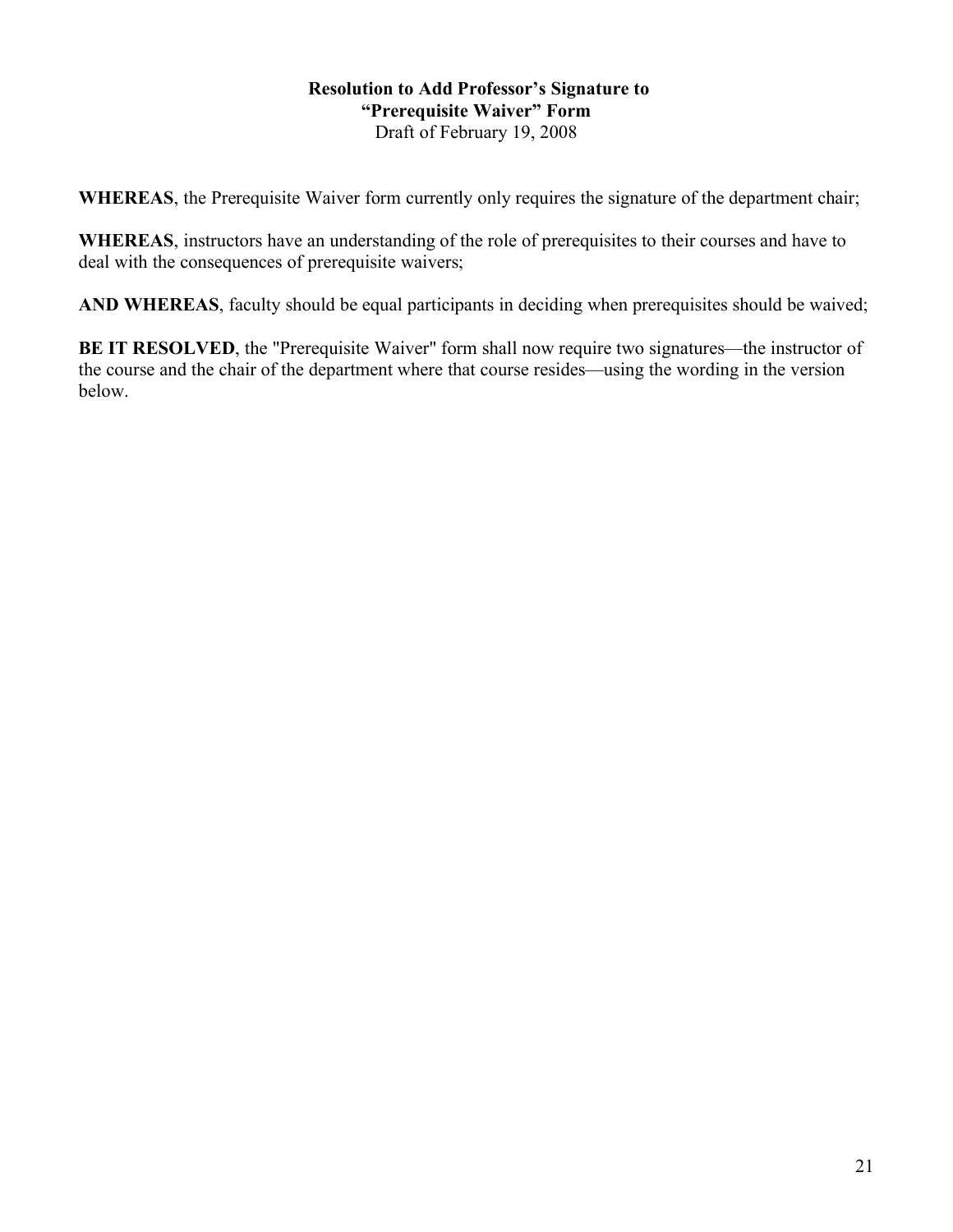**Resolution to Add Professor's Signature to**
**"Prerequisite Waiver" Form**
Draft of February 19, 2008

**WHEREAS**, the Prerequisite Waiver form currently only requires the signature of the department chair;

**WHEREAS**, instructors have an understanding of the role of prerequisites to their courses and have to deal with the consequences of prerequisite waivers;

**AND WHEREAS**, faculty should be equal participants in deciding when prerequisites should be waived;

**BE IT RESOLVED**, the "Prerequisite Waiver" form shall now require two signatures—the instructor of the course and the chair of the department where that course resides—using the wording in the version below.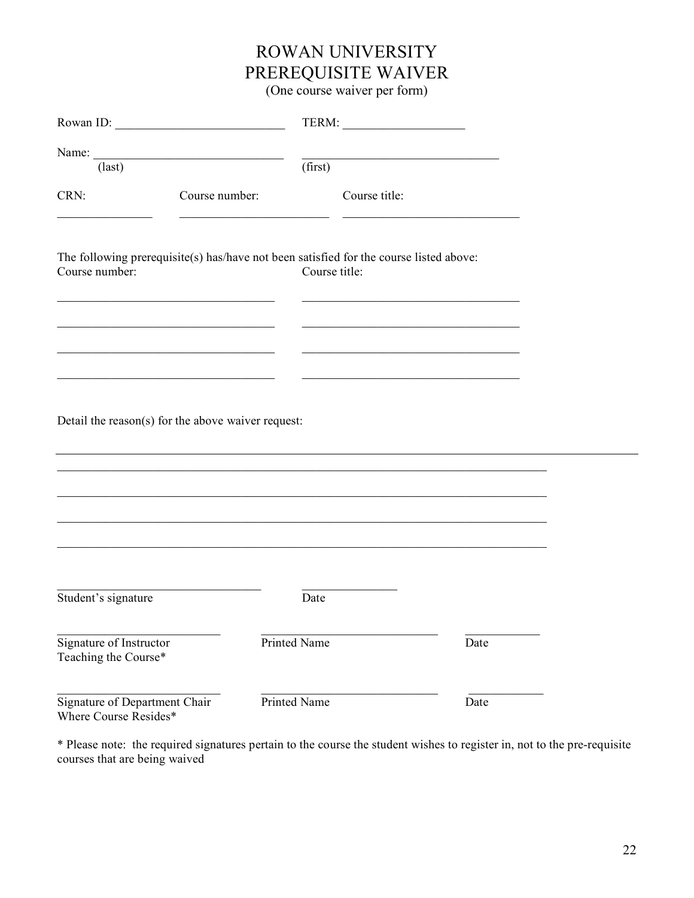# ROWAN UNIVERSITY
# PREREQUISITE WAIVER

(One course waiver per form)

Rowan ID: ___________________________ TERM: ___________________

Name: _______________________________ _______________________________
(last) (first)

CRN: _______________ Course number: ________________________ Course title: ____________________________

The following prerequisite(s) has/have not been satisfied for the course listed above:

| Course number: | Course title: |
|---|---|
| ___________________________________ | ___________________________________ |
| ___________________________________ | ___________________________________ |
| ___________________________________ | ___________________________________ |
| ___________________________________ | ___________________________________ |

Detail the reason(s) for the above waiver request:

_____________________________________________________________________________________________

_____________________________________________________________________________

_____________________________________________________________________________

_____________________________________________________________________________

_____________________________________________________________________________

_________________________________ _______________
Student's signature Date

__________________________ ____________________________ ____________
Signature of Instructor Teaching the Course* Printed Name Date

__________________________ ____________________________ ____________
Signature of Department Chair Where Course Resides* Printed Name Date

* Please note: the required signatures pertain to the course the student wishes to register in, not to the pre-requisite courses that are being waived